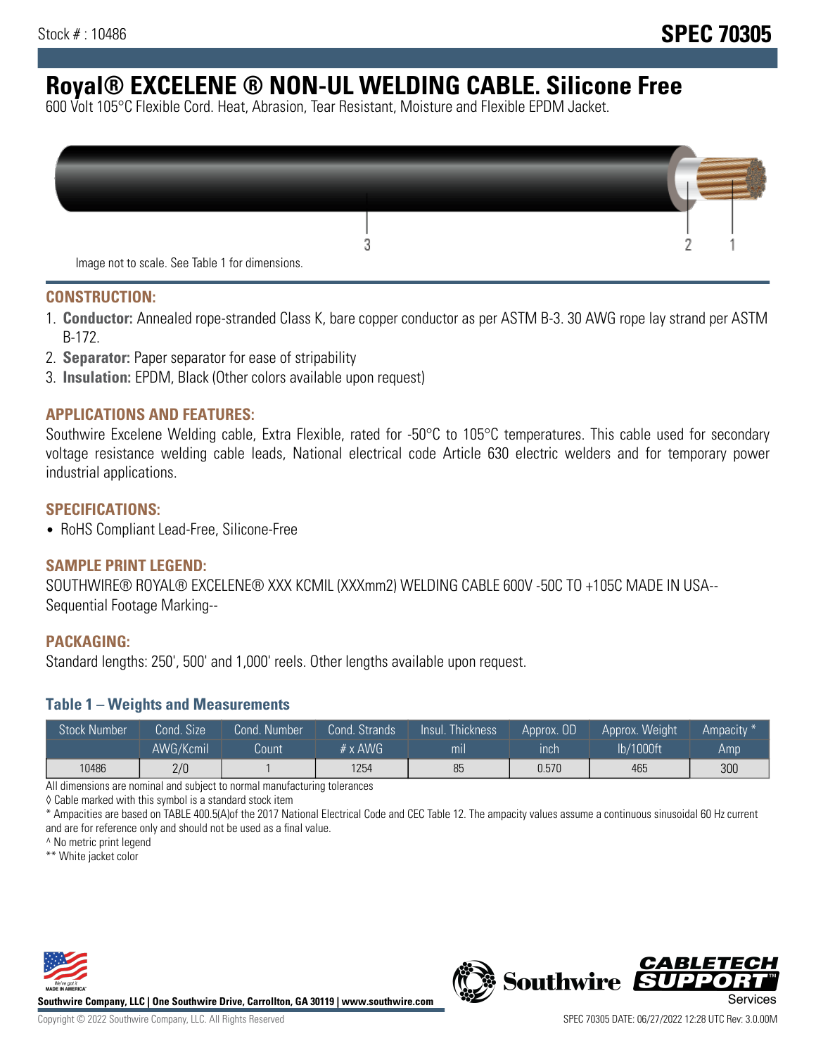Stock # : 10486

# SPEC 70305

## Royal® EXCELENE ® NON-UL WELDING CABLE. Silicone Free

600 Volt 105°C Flexible Cord. Heat, Abrasion, Tear Resistant, Moisture and Flexible EPDM Jacket.

Image not to scale. See Table 1 for dimensions.

### CONSTRUCTION:

1. **Conductor:** Annealed rope-stranded Class K, bare copper conductor as per ASTM B-3. 30 AWG rope lay strand per ASTM B-172.
2. **Separator:** Paper separator for ease of stripability
3. **Insulation:** EPDM, Black (Other colors available upon request)

### APPLICATIONS AND FEATURES:

Southwire Excelene Welding cable, Extra Flexible, rated for -50°C to 105°C temperatures. This cable used for secondary voltage resistance welding cable leads, National electrical code Article 630 electric welders and for temporary power industrial applications.

### SPECIFICATIONS:

- RoHS Compliant Lead-Free, Silicone-Free

### SAMPLE PRINT LEGEND:

SOUTHWIRE® ROYAL® EXCELENE® XXX KCMIL (XXXmm2) WELDING CABLE 600V -50C TO +105C MADE IN USA--Sequential Footage Marking--

### PACKAGING:

Standard lengths: 250', 500' and 1,000' reels. Other lengths available upon request.

### Table 1 – Weights and Measurements

| Stock Number | Cond. Size AWG/Kcmil | Cond. Number Count | Cond. Strands # x AWG | Insul. Thickness mil | Approx. OD inch | Approx. Weight lb/1000ft | Ampacity * Amp |
|---|---|---|---|---|---|---|---|
| 10486 | 2/0 | 1 | 1254 | 85 | 0.570 | 465 | 300 |

All dimensions are nominal and subject to normal manufacturing tolerances

◊ Cable marked with this symbol is a standard stock item

* Ampacities are based on TABLE 400.5(A)of the 2017 National Electrical Code and CEC Table 12. The ampacity values assume a continuous sinusoidal 60 Hz current and are for reference only and should not be used as a final value.

^ No metric print legend

** White jacket color

Southwire Company, LLC | One Southwire Drive, Carrollton, GA 30119 | www.southwire.com

Copyright © 2022 Southwire Company, LLC. All Rights Reserved

SPEC 70305 DATE: 06/27/2022 12:28 UTC Rev: 3.0.00M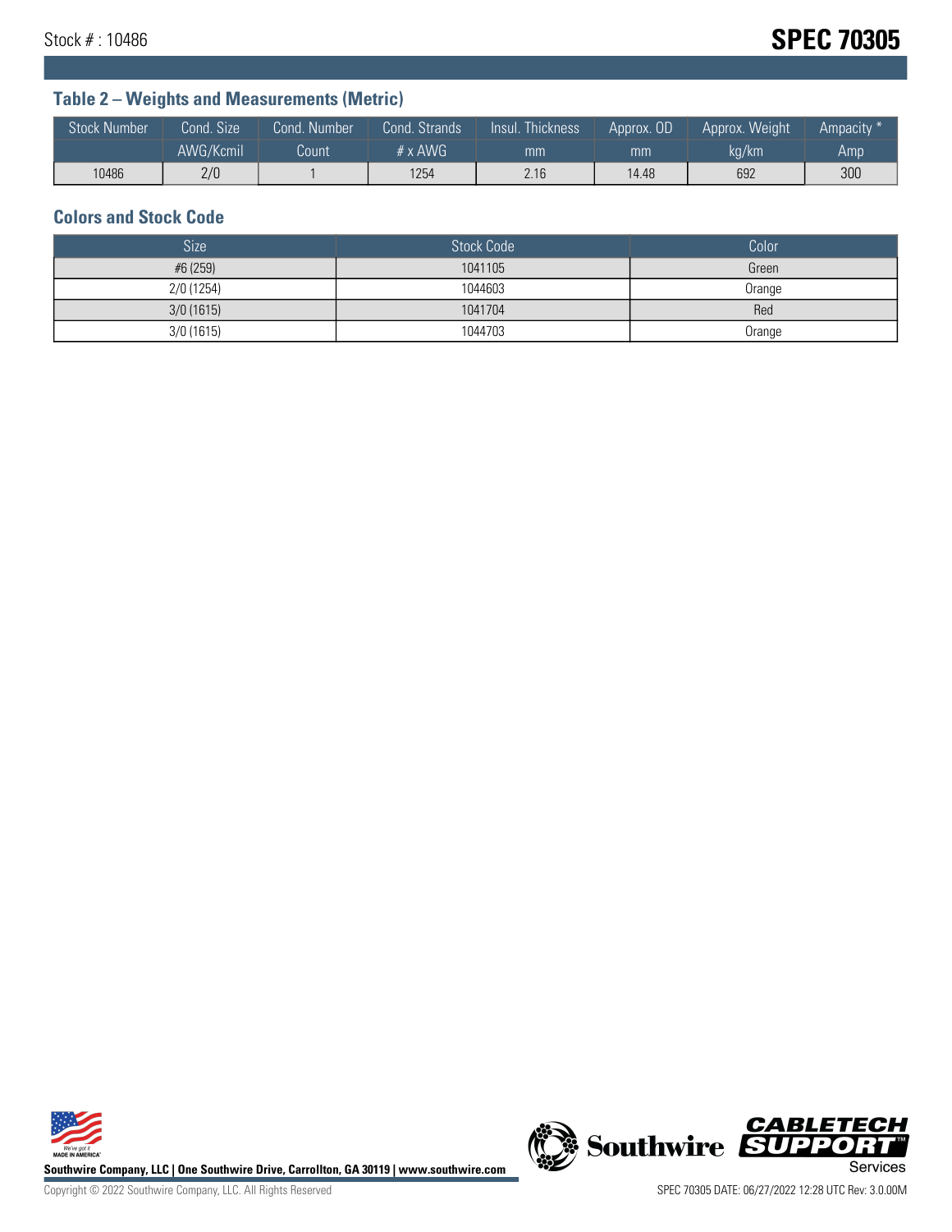## Table 2 – Weights and Measurements (Metric)

| Stock Number | Cond. Size | Cond. Number | Cond. Strands | Insul. Thickness | Approx. OD | Approx. Weight | Ampacity * |
|---|---|---|---|---|---|---|---|
| | AWG/Kcmil | Count | # x AWG | mm | mm | kg/km | Amp |
| 10486 | 2/0 | 1 | 1254 | 2.16 | 14.48 | 692 | 300 |

## Colors and Stock Code

| Size | Stock Code | Color |
|---|---|---|
| #6 (259) | 1041105 | Green |
| 2/0 (1254) | 1044603 | Orange |
| 3/0 (1615) | 1041704 | Red |
| 3/0 (1615) | 1044703 | Orange |

Southwire Company, LLC | One Southwire Drive, Carrollton, GA 30119 | www.southwire.com

Copyright © 2022 Southwire Company, LLC. All Rights Reserved

SPEC 70305 DATE: 06/27/2022 12:28 UTC Rev: 3.0.00M